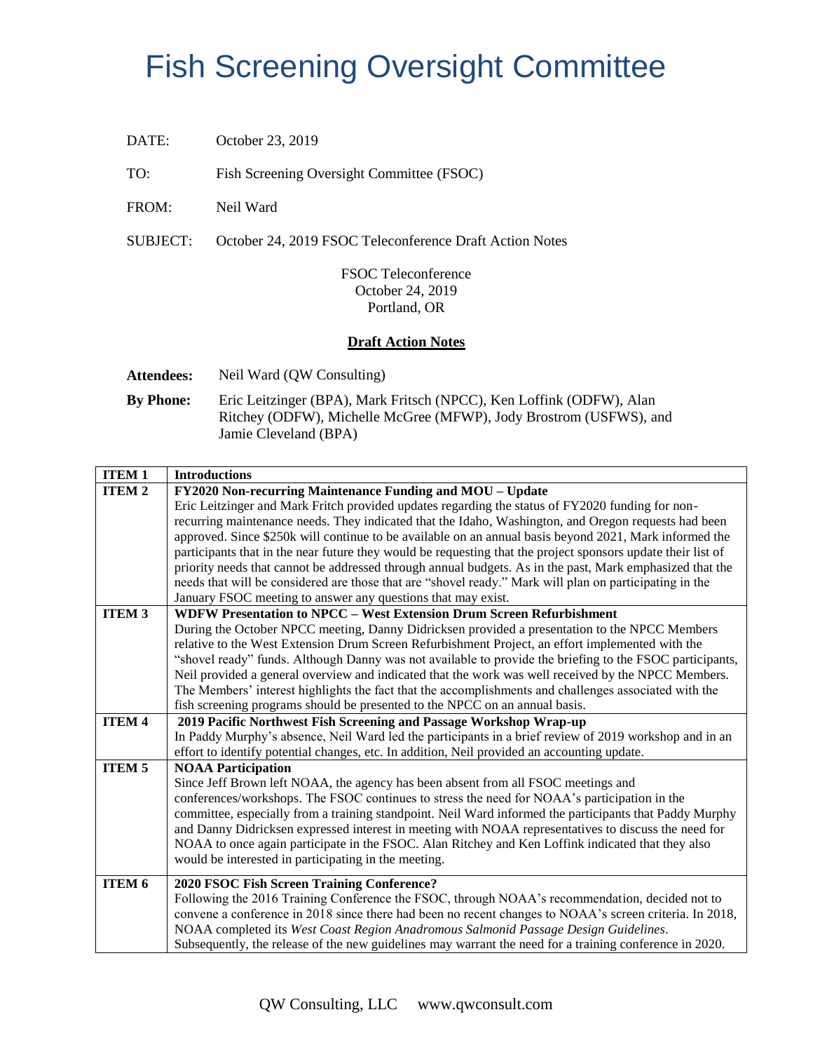# Fish Screening Oversight Committee

DATE: October 23, 2019

TO: Fish Screening Oversight Committee (FSOC)

FROM: Neil Ward

SUBJECT: October 24, 2019 FSOC Teleconference Draft Action Notes

FSOC Teleconference
October 24, 2019
Portland, OR

**Draft Action Notes**

**Attendees:** Neil Ward (QW Consulting)

**By Phone:** Eric Leitzinger (BPA), Mark Fritsch (NPCC), Ken Loffink (ODFW), Alan Ritchey (ODFW), Michelle McGree (MFWP), Jody Brostrom (USFWS), and Jamie Cleveland (BPA)

| ITEM 1 | **Introductions** |
|---|---|
| ITEM 2 | **FY2020 Non-recurring Maintenance Funding and MOU – Update**<br>Eric Leitzinger and Mark Fritch provided updates regarding the status of FY2020 funding for non-recurring maintenance needs. They indicated that the Idaho, Washington, and Oregon requests had been approved. Since $250k will continue to be available on an annual basis beyond 2021, Mark informed the participants that in the near future they would be requesting that the project sponsors update their list of priority needs that cannot be addressed through annual budgets. As in the past, Mark emphasized that the needs that will be considered are those that are "shovel ready." Mark will plan on participating in the January FSOC meeting to answer any questions that may exist. |
| ITEM 3 | **WDFW Presentation to NPCC – West Extension Drum Screen Refurbishment**<br>During the October NPCC meeting, Danny Didricksen provided a presentation to the NPCC Members relative to the West Extension Drum Screen Refurbishment Project, an effort implemented with the "shovel ready" funds. Although Danny was not available to provide the briefing to the FSOC participants, Neil provided a general overview and indicated that the work was well received by the NPCC Members. The Members' interest highlights the fact that the accomplishments and challenges associated with the fish screening programs should be presented to the NPCC on an annual basis. |
| ITEM 4 | **2019 Pacific Northwest Fish Screening and Passage Workshop Wrap-up**<br>In Paddy Murphy's absence, Neil Ward led the participants in a brief review of 2019 workshop and in an effort to identify potential changes, etc. In addition, Neil provided an accounting update. |
| ITEM 5 | **NOAA Participation**<br>Since Jeff Brown left NOAA, the agency has been absent from all FSOC meetings and conferences/workshops. The FSOC continues to stress the need for NOAA's participation in the committee, especially from a training standpoint. Neil Ward informed the participants that Paddy Murphy and Danny Didricksen expressed interest in meeting with NOAA representatives to discuss the need for NOAA to once again participate in the FSOC. Alan Ritchey and Ken Loffink indicated that they also would be interested in participating in the meeting. |
| ITEM 6 | **2020 FSOC Fish Screen Training Conference?**<br>Following the 2016 Training Conference the FSOC, through NOAA's recommendation, decided not to convene a conference in 2018 since there had been no recent changes to NOAA's screen criteria. In 2018, NOAA completed its *West Coast Region Anadromous Salmonid Passage Design Guidelines*. Subsequently, the release of the new guidelines may warrant the need for a training conference in 2020. |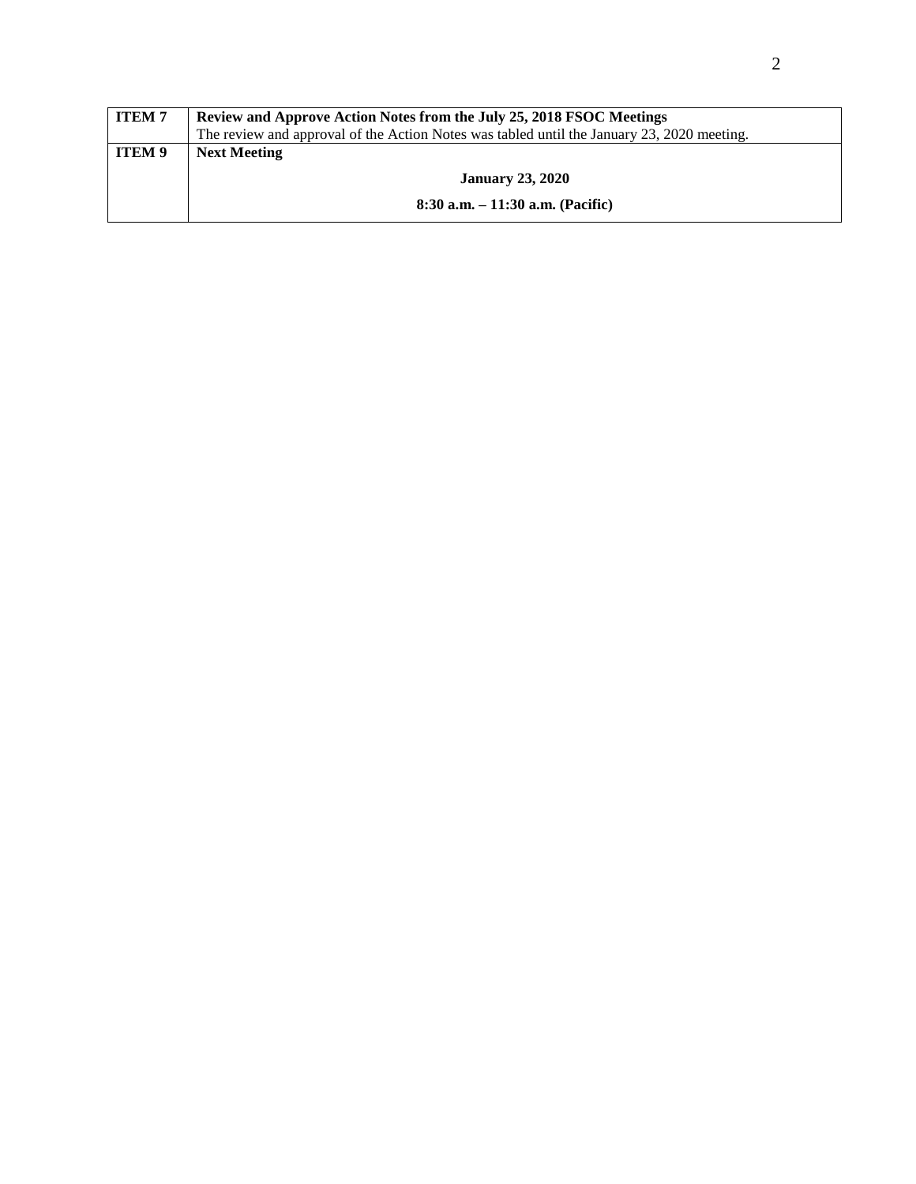| | |
|---|---|
| **ITEM 7** | **Review and Approve Action Notes from the July 25, 2018 FSOC Meetings**<br>The review and approval of the Action Notes was tabled until the January 23, 2020 meeting. |
| **ITEM 9** | **Next Meeting**<br>**January 23, 2020**<br>**8:30 a.m. – 11:30 a.m. (Pacific)** |